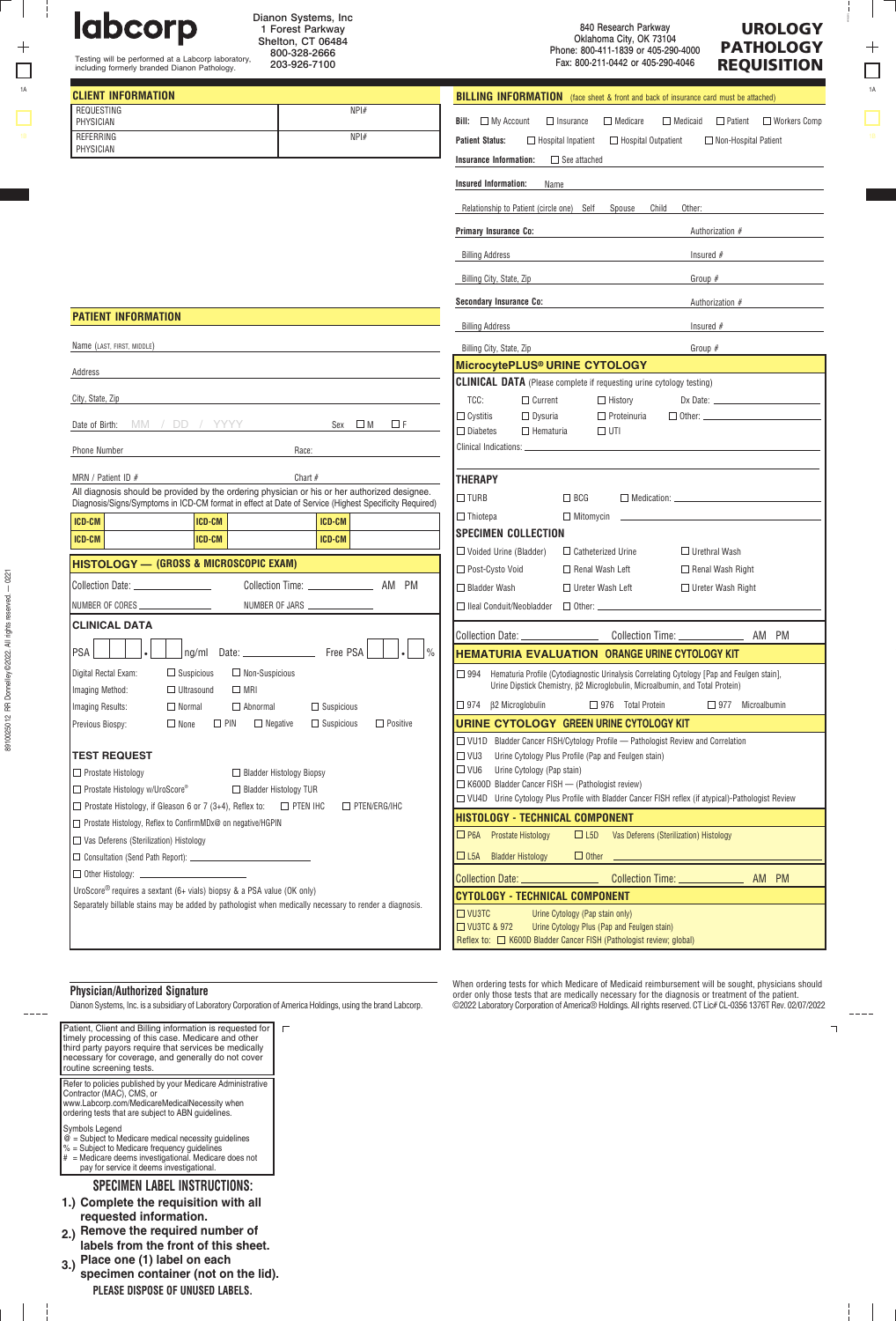# labcorp

Testing will be performed at a Labcorp laboratory, including formerly branded Dianon Pathology.

Dianon Systems, Inc
1 Forest Parkway
Shelton, CT 06484
800-328-2666
203-926-7100

840 Research Parkway
Oklahoma City, OK 73104
Phone: 800-411-1839 or 405-290-4000
Fax: 800-211-0442 or 405-290-4046

# UROLOGY PATHOLOGY REQUISITION

## CLIENT INFORMATION

| | |
|---|---|
| REQUESTING PHYSICIAN | NPI# |
| REFERRING PHYSICIAN | NPI# |

## BILLING INFORMATION (face sheet & front and back of insurance card must be attached)

**Bill:** ☐ My Account ☐ Insurance ☐ Medicare ☐ Medicaid ☐ Patient ☐ Workers Comp

**Patient Status:** ☐ Hospital Inpatient ☐ Hospital Outpatient ☐ Non-Hospital Patient

**Insurance Information:** ☐ See attached

**Insured Information:** Name

Relationship to Patient (circle one) Self Spouse Child Other:

**Primary Insurance Co:** Authorization #

Billing Address Insured #

Billing City, State, Zip Group #

**Secondary Insurance Co:** Authorization #

Billing Address Insured #

Billing City, State, Zip Group #

## PATIENT INFORMATION

Name (LAST, FIRST, MIDDLE)

Address

City, State, Zip

Date of Birth: MM / DD / YYYY Sex ☐ M ☐ F

Phone Number Race:

MRN / Patient ID # Chart #

All diagnosis should be provided by the ordering physician or his or her authorized designee. Diagnosis/Signs/Symptoms in ICD-CM format in effect at Date of Service (Highest Specificity Required)

| ICD-CM | | ICD-CM | | ICD-CM | |
|---|---|---|---|---|---|
| ICD-CM | | ICD-CM | | ICD-CM | |

## HISTOLOGY — (GROSS & MICROSCOPIC EXAM)

Collection Date: ______ Collection Time: ______ AM PM

NUMBER OF CORES ______ NUMBER OF JARS ______

### CLINICAL DATA

PSA ___ . ___ ng/ml Date: ______ Free PSA ___ . ___ %

Digital Rectal Exam: ☐ Suspicious ☐ Non-Suspicious

Imaging Method: ☐ Ultrasound ☐ MRI

Imaging Results: ☐ Normal ☐ Abnormal ☐ Suspicious

Previous Biopsy: ☐ None ☐ PIN ☐ Negative ☐ Suspicious ☐ Positive

### TEST REQUEST

☐ Prostate Histology ☐ Bladder Histology Biopsy

☐ Prostate Histology w/UroScore® ☐ Bladder Histology TUR

☐ Prostate Histology, if Gleason 6 or 7 (3+4), Reflex to: ☐ PTEN IHC ☐ PTEN/ERG/IHC

☐ Prostate Histology, Reflex to ConfirmMDx® on negative/HGPIN

☐ Vas Deferens (Sterilization) Histology

☐ Consultation (Send Path Report): ______

☐ Other Histology: ______

UroScore® requires a sextant (6+ vials) biopsy & a PSA value (OK only)

Separately billable stains may be added by pathologist when medically necessary to render a diagnosis.

## MicrocytePLUS® URINE CYTOLOGY

**CLINICAL DATA** (Please complete if requesting urine cytology testing)

TCC: ☐ Current ☐ History Dx Date: ______

☐ Cystitis ☐ Dysuria ☐ Proteinuria ☐ Other: ______

☐ Diabetes ☐ Hematuria ☐ UTI

Clinical Indications: ______

**THERAPY**

☐ TURB ☐ BCG ☐ Medication: ______

☐ Thiotepa ☐ Mitomycin ______

**SPECIMEN COLLECTION**

☐ Voided Urine (Bladder) ☐ Catheterized Urine ☐ Urethral Wash

☐ Post-Cysto Void ☐ Renal Wash Left ☐ Renal Wash Right

☐ Bladder Wash ☐ Ureter Wash Left ☐ Ureter Wash Right

☐ Ileal Conduit/Neobladder ☐ Other: ______

Collection Date: ______ Collection Time: ______ AM PM

## HEMATURIA EVALUATION ORANGE URINE CYTOLOGY KIT

☐ 994 Hematuria Profile (Cytodiagnostic Urinalysis Correlating Cytology [Pap and Feulgen stain], Urine Dipstick Chemistry, β2 Microglobulin, Microalbumin, and Total Protein)

☐ 974 β2 Microglobulin ☐ 976 Total Protein ☐ 977 Microalbumin

## URINE CYTOLOGY GREEN URINE CYTOLOGY KIT

☐ VU1D Bladder Cancer FISH/Cytology Profile — Pathologist Review and Correlation

☐ VU3 Urine Cytology Plus Profile (Pap and Feulgen stain)

☐ VU6 Urine Cytology (Pap stain)

☐ K600D Bladder Cancer FISH — (Pathologist review)

☐ VU4D Urine Cytology Plus Profile with Bladder Cancer FISH reflex (if atypical)-Pathologist Review

## HISTOLOGY - TECHNICAL COMPONENT

☐ P6A Prostate Histology ☐ L5D Vas Deferens (Sterilization) Histology

☐ L5A Bladder Histology ☐ Other ______

Collection Date: ______ Collection Time: ______ AM PM

## CYTOLOGY - TECHNICAL COMPONENT

☐ VU3TC Urine Cytology (Pap stain only)

☐ VU3TC & 972 Urine Cytology Plus (Pap and Feulgen stain)

Reflex to: ☐ K600D Bladder Cancer FISH (Pathologist review; global)

### Physician/Authorized Signature

Dianon Systems, Inc. is a subsidiary of Laboratory Corporation of America Holdings, using the brand Labcorp.

When ordering tests for which Medicare of Medicaid reimbursement will be sought, physicians should order only those tests that are medically necessary for the diagnosis or treatment of the patient.
©2022 Laboratory Corporation of America® Holdings. All rights reserved. CT Lic# CL-0356 1376T Rev. 02/07/2022

Patient, Client and Billing information is requested for timely processing of this case. Medicare and other third party payors require that services be medically necessary for coverage, and generally do not cover routine screening tests.

Refer to policies published by your Medicare Administrative Contractor (MAC), CMS, or www.Labcorp.com/MedicareMedicalNecessity when ordering tests that are subject to ABN guidelines.

Symbols Legend
@ = Subject to Medicare medical necessity guidelines
% = Subject to Medicare frequency guidelines
\# = Medicare deems investigational. Medicare does not pay for service it deems investigational.

### SPECIMEN LABEL INSTRUCTIONS:

1.) Complete the requisition with all requested information.
2.) Remove the required number of labels from the front of this sheet.
3.) Place one (1) label on each specimen container (not on the lid).

PLEASE DISPOSE OF UNUSED LABELS.

8910025012 RR Donnelley ©2022. All rights reserved. — 0221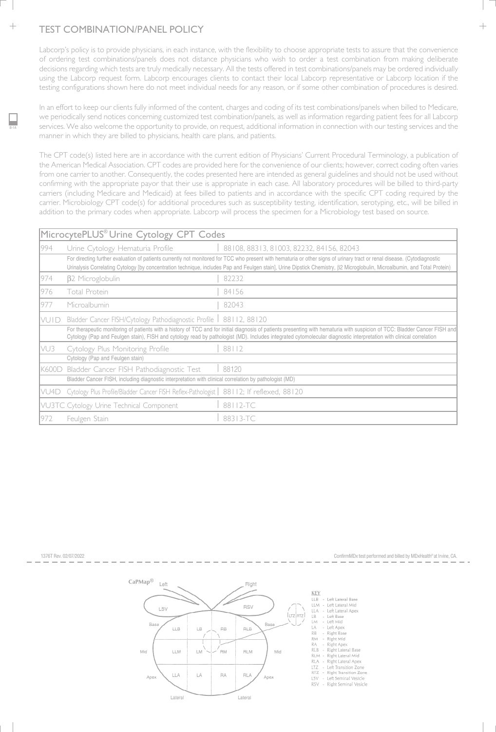## TEST COMBINATION/PANEL POLICY

Labcorp's policy is to provide physicians, in each instance, with the flexibility to choose appropriate tests to assure that the convenience of ordering test combinations/panels does not distance physicians who wish to order a test combination from making deliberate decisions regarding which tests are truly medically necessary. All the tests offered in test combinations/panels may be ordered individually using the Labcorp request form. Labcorp encourages clients to contact their local Labcorp representative or Labcorp location if the testing configurations shown here do not meet individual needs for any reason, or if some other combination of procedures is desired.

In an effort to keep our clients fully informed of the content, charges and coding of its test combinations/panels when billed to Medicare, we periodically send notices concerning customized test combination/panels, as well as information regarding patient fees for all Labcorp services. We also welcome the opportunity to provide, on request, additional information in connection with our testing services and the manner in which they are billed to physicians, health care plans, and patients.

The CPT code(s) listed here are in accordance with the current edition of Physicians' Current Procedural Terminology, a publication of the American Medical Association. CPT codes are provided here for the convenience of our clients; however, correct coding often varies from one carrier to another. Consequently, the codes presented here are intended as general guidelines and should not be used without confirming with the appropriate payor that their use is appropriate in each case. All laboratory procedures will be billed to third-party carriers (including Medicare and Medicaid) at fees billed to patients and in accordance with the specific CPT coding required by the carrier. Microbiology CPT code(s) for additional procedures such as susceptibility testing, identification, serotyping, etc., will be billed in addition to the primary codes when appropriate. Labcorp will process the specimen for a Microbiology test based on source.

| MicrocytePLUS® Urine Cytology CPT Codes | | |
|---|---|---|
| 994 | Urine Cytology Hematuria Profile | 88108, 88313, 81003, 82232, 84156, 82043 |
| | For directing further evaluation of patients currently not monitored for TCC who present with hematuria or other signs of urinary tract or renal disease. (Cytodiagnostic Urinalysis Correlating Cytology [by concentration technique, includes Pap and Feulgen stain], Urine Dipstick Chemistry, β2 Microglobulin, Microalbumin, and Total Protein) | |
| 974 | β2 Microglobulin | 82232 |
| 976 | Total Protein | 84156 |
| 977 | Microalbumin | 82043 |
| VU1D | Bladder Cancer FISH/Cytology Pathodiagnostic Profile | 88112, 88120 |
| | For therapeutic monitoring of patients with a history of TCC and for initial diagnosis of patients presenting with hematuria with suspicion of TCC: Bladder Cancer FISH and Cytology (Pap and Feulgen stain), FISH and cytology read by pathologist (MD). Includes integrated cytomolecular diagnostic interpretation with clinical correlation | |
| VU3 | Cytology Plus Monitoring Profile | 88112 |
| | Cytology (Pap and Feulgen stain) | |
| K600D | Bladder Cancer FISH Pathodiagnostic Test | 88120 |
| | Bladder Cancer FISH, including diagnostic interpretation with clinical correlation by pathologist (MD) | |
| VU4D | Cytology Plus Profile/Bladder Cancer FISH Reflex-Pathologist | 88112; If reflexed, 88120 |
| VU3TC | Cytology Urine Technical Component | 88112-TC |
| 972 | Feulgen Stain | 88313-TC |

1376T Rev. 02/07/2022

ConfirmMDx test performed and billed by MDxHealth® at Irvine, CA.

CaPMap®

Left
Right
LSV
RSV
Base
Mid
Apex
Lateral
LLB LB RB RLB
LLM LM RM RLM
LLA LA RA RLA
LTZ RTZ

**KEY**

- LLB - Left Lateral Base
- LLM - Left Lateral Mid
- LLA - Left Lateral Apex
- LB - Left Base
- LM - Left Mid
- LA - Left Apex
- RB - Right Base
- RM - Right Mid
- RA - Right Apex
- RLB - Right Lateral Base
- RLM - Right Lateral Mid
- RLA - Right Lateral Apex
- LTZ - Left Transition Zone
- RTZ - Right Transition Zone
- LSV - Left Seminal Vesicle
- RSV - Right Seminal Vesicle